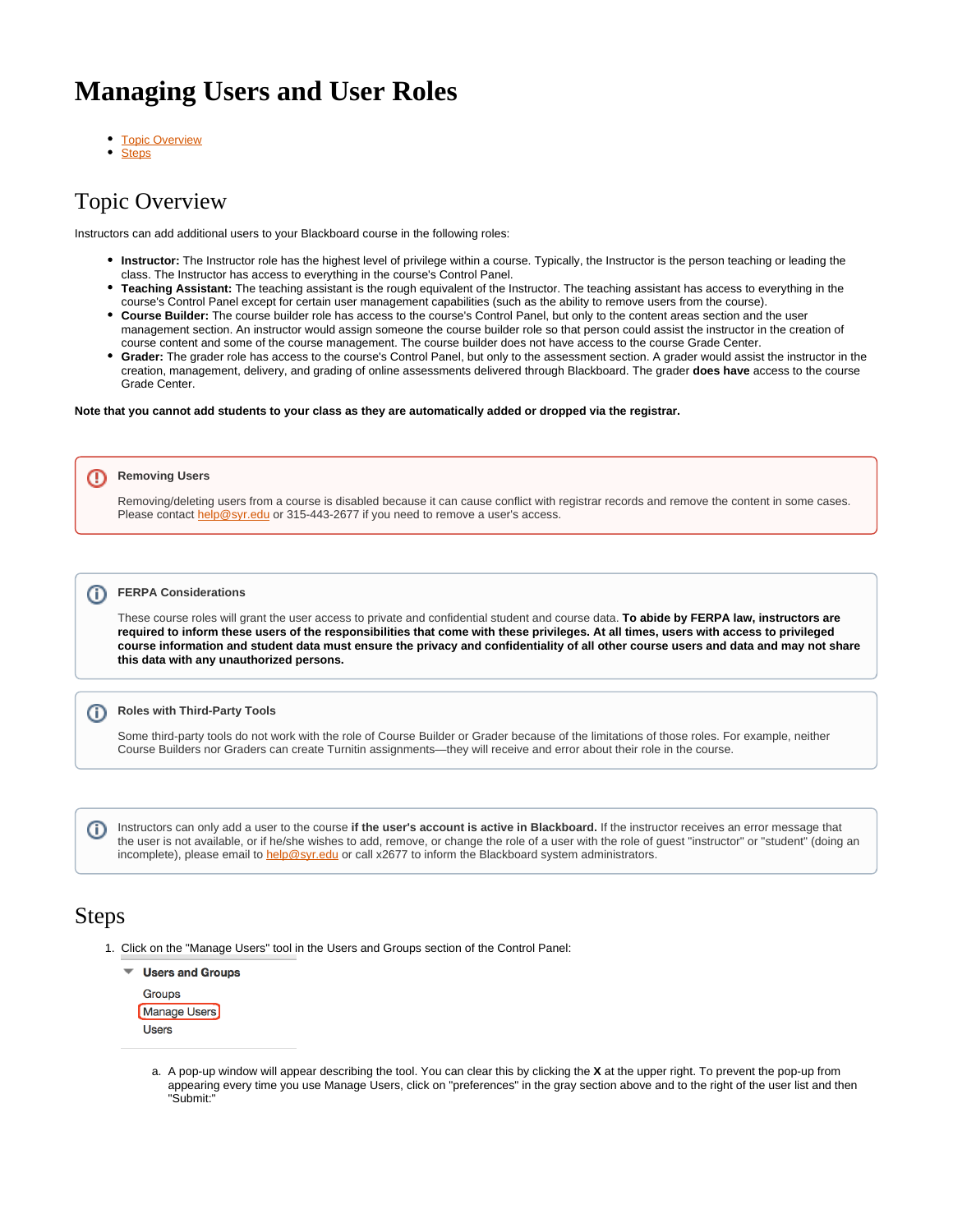# Managing Users and User Roles

- Topic Overview
- Steps

## Topic Overview

Instructors can add additional users to your Blackboard course in the following roles:

- **Instructor:** The Instructor role has the highest level of privilege within a course. Typically, the Instructor is the person teaching or leading the class. The Instructor has access to everything in the course's Control Panel.
- **Teaching Assistant:** The teaching assistant is the rough equivalent of the Instructor. The teaching assistant has access to everything in the course's Control Panel except for certain user management capabilities (such as the ability to remove users from the course).
- **Course Builder:** The course builder role has access to the course's Control Panel, but only to the content areas section and the user management section. An instructor would assign someone the course builder role so that person could assist the instructor in the creation of course content and some of the course management. The course builder does not have access to the course Grade Center.
- **Grader:** The grader role has access to the course's Control Panel, but only to the assessment section. A grader would assist the instructor in the creation, management, delivery, and grading of online assessments delivered through Blackboard. The grader **does have** access to the course Grade Center.

**Note that you cannot add students to your class as they are automatically added or dropped via the registrar.**

> **Removing Users**
>
> Removing/deleting users from a course is disabled because it can cause conflict with registrar records and remove the content in some cases. Please contact help@syr.edu or 315-443-2677 if you need to remove a user's access.

> **FERPA Considerations**
>
> These course roles will grant the user access to private and confidential student and course data. **To abide by FERPA law, instructors are required to inform these users of the responsibilities that come with these privileges. At all times, users with access to privileged course information and student data must ensure the privacy and confidentiality of all other course users and data and may not share this data with any unauthorized persons.**

> **Roles with Third-Party Tools**
>
> Some third-party tools do not work with the role of Course Builder or Grader because of the limitations of those roles. For example, neither Course Builders nor Graders can create Turnitin assignments—they will receive and error about their role in the course.

> Instructors can only add a user to the course **if the user's account is active in Blackboard.** If the instructor receives an error message that the user is not available, or if he/she wishes to add, remove, or change the role of a user with the role of guest "instructor" or "student" (doing an incomplete), please email to help@syr.edu or call x2677 to inform the Blackboard system administrators.

## Steps

1. Click on the "Manage Users" tool in the Users and Groups section of the Control Panel:

   **Users and Groups**
   Groups
   Manage Users
   Users

   a. A pop-up window will appear describing the tool. You can clear this by clicking the **X** at the upper right. To prevent the pop-up from appearing every time you use Manage Users, click on "preferences" in the gray section above and to the right of the user list and then "Submit:"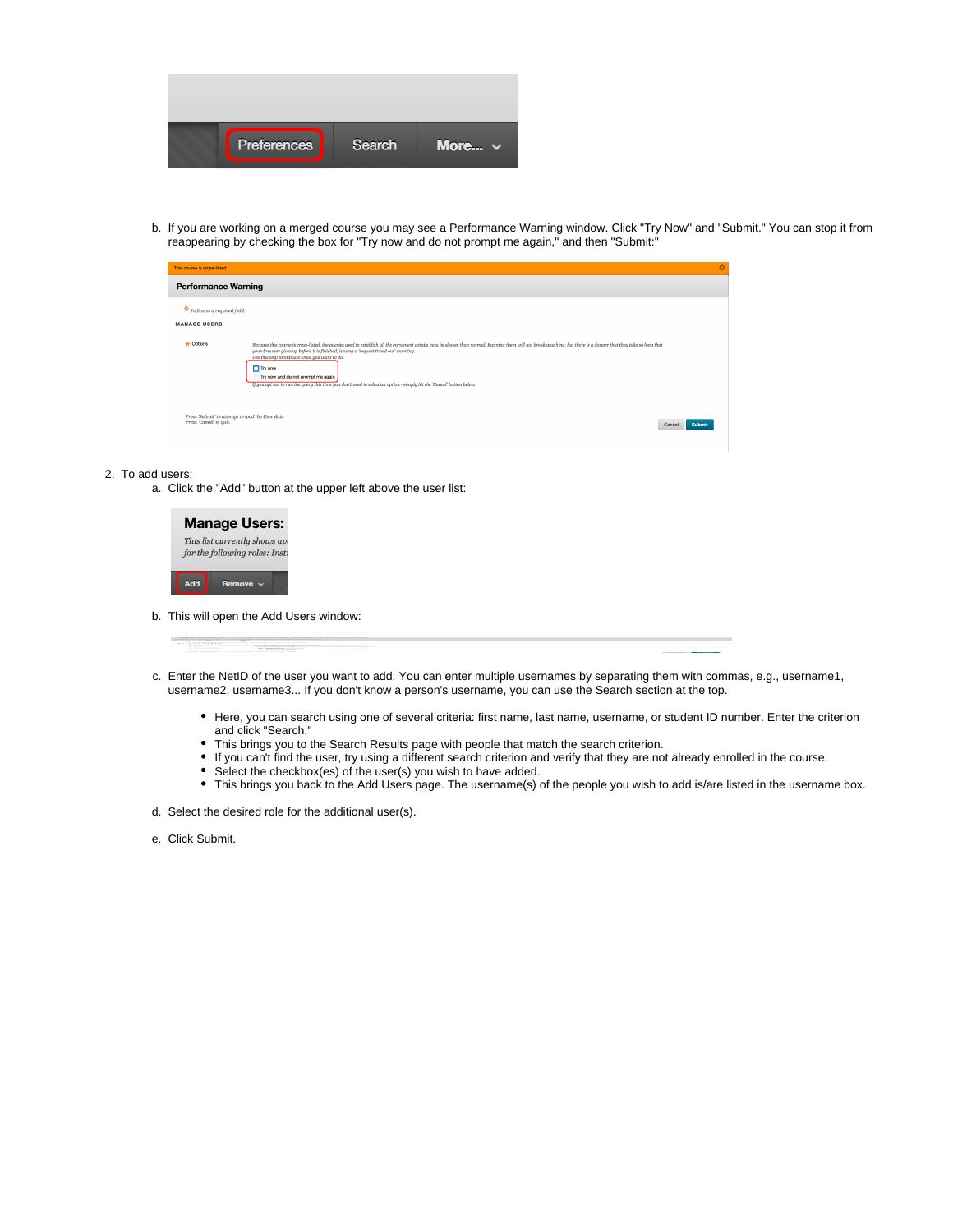b. If you are working on a merged course you may see a Performance Warning window. Click "Try Now" and "Submit." You can stop it from reappearing by checking the box for "Try now and do not prompt me again," and then "Submit:"

2. To add users:

   a. Click the "Add" button at the upper left above the user list:

   b. This will open the Add Users window:

   c. Enter the NetID of the user you want to add. You can enter multiple usernames by separating them with commas, e.g., username1, username2, username3... If you don't know a person's username, you can use the Search section at the top.

      - Here, you can search using one of several criteria: first name, last name, username, or student ID number. Enter the criterion and click "Search."
      - This brings you to the Search Results page with people that match the search criterion.
      - If you can't find the user, try using a different search criterion and verify that they are not already enrolled in the course.
      - Select the checkbox(es) of the user(s) you wish to have added.
      - This brings you back to the Add Users page. The username(s) of the people you wish to add is/are listed in the username box.

   d. Select the desired role for the additional user(s).

   e. Click Submit.